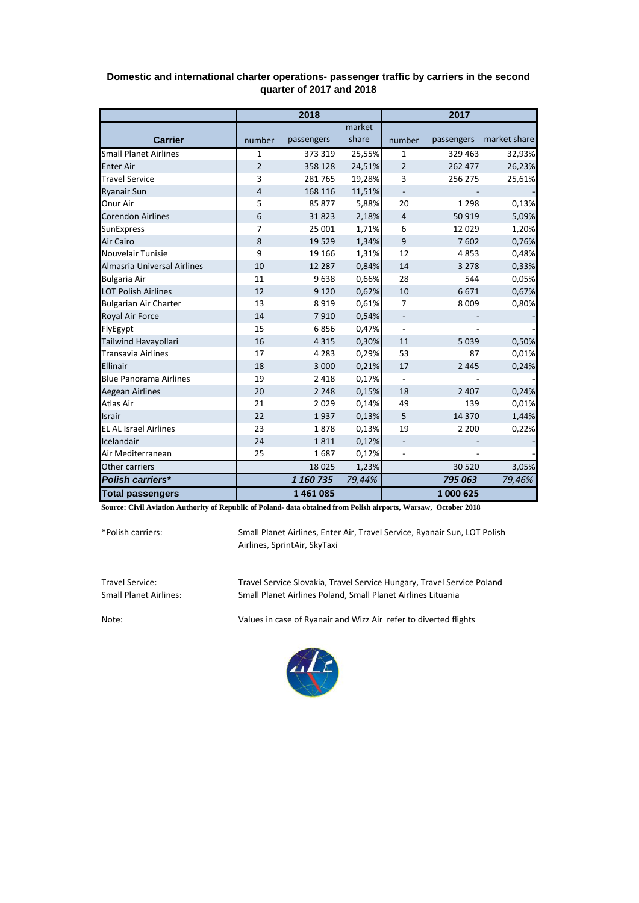### Domestic and international charter operations- passenger traffic by carriers in the second quarter of 2017 and 2018

| Carrier | 2018 | | | 2017 | | |
|---|---|---|---|---|---|---|
| | number | passengers | market share | number | passengers | market share |
| Small Planet Airlines | 1 | 373 319 | 25,55% | 1 | 329 463 | 32,93% |
| Enter Air | 2 | 358 128 | 24,51% | 2 | 262 477 | 26,23% |
| Travel Service | 3 | 281 765 | 19,28% | 3 | 256 275 | 25,61% |
| Ryanair Sun | 4 | 168 116 | 11,51% | - | - | - |
| Onur Air | 5 | 85 877 | 5,88% | 20 | 1 298 | 0,13% |
| Corendon Airlines | 6 | 31 823 | 2,18% | 4 | 50 919 | 5,09% |
| SunExpress | 7 | 25 001 | 1,71% | 6 | 12 029 | 1,20% |
| Air Cairo | 8 | 19 529 | 1,34% | 9 | 7 602 | 0,76% |
| Nouvelair Tunisie | 9 | 19 166 | 1,31% | 12 | 4 853 | 0,48% |
| Almasria Universal Airlines | 10 | 12 287 | 0,84% | 14 | 3 278 | 0,33% |
| Bulgaria Air | 11 | 9 638 | 0,66% | 28 | 544 | 0,05% |
| LOT Polish Airlines | 12 | 9 120 | 0,62% | 10 | 6 671 | 0,67% |
| Bulgarian Air Charter | 13 | 8 919 | 0,61% | 7 | 8 009 | 0,80% |
| Royal Air Force | 14 | 7 910 | 0,54% | - | - | - |
| FlyEgypt | 15 | 6 856 | 0,47% | - | - | - |
| Tailwind Havayollari | 16 | 4 315 | 0,30% | 11 | 5 039 | 0,50% |
| Transavia Airlines | 17 | 4 283 | 0,29% | 53 | 87 | 0,01% |
| Ellinair | 18 | 3 000 | 0,21% | 17 | 2 445 | 0,24% |
| Blue Panorama Airlines | 19 | 2 418 | 0,17% | - | - | - |
| Aegean Airlines | 20 | 2 248 | 0,15% | 18 | 2 407 | 0,24% |
| Atlas Air | 21 | 2 029 | 0,14% | 49 | 139 | 0,01% |
| Israir | 22 | 1 937 | 0,13% | 5 | 14 370 | 1,44% |
| EL AL Israel Airlines | 23 | 1 878 | 0,13% | 19 | 2 200 | 0,22% |
| Icelandair | 24 | 1 811 | 0,12% | - | - | - |
| Air Mediterranean | 25 | 1 687 | 0,12% | - | - | - |
| Other carriers | | 18 025 | 1,23% | | 30 520 | 3,05% |
| ***Polish carriers**** | | ***1 160 735*** | ***79,44%*** | | ***795 063*** | ***79,46%*** |
| **Total passengers** | | **1 461 085** | | | **1 000 625** | |

**Source: Civil Aviation Authority of Republic of Poland- data obtained from Polish airports, Warsaw, October 2018**

*Polish carriers: Small Planet Airlines, Enter Air, Travel Service, Ryanair Sun, LOT Polish Airlines, SprintAir, SkyTaxi

Travel Service: Travel Service Slovakia, Travel Service Hungary, Travel Service Poland

Small Planet Airlines: Small Planet Airlines Poland, Small Planet Airlines Lituania

Note: Values in case of Ryanair and Wizz Air refer to diverted flights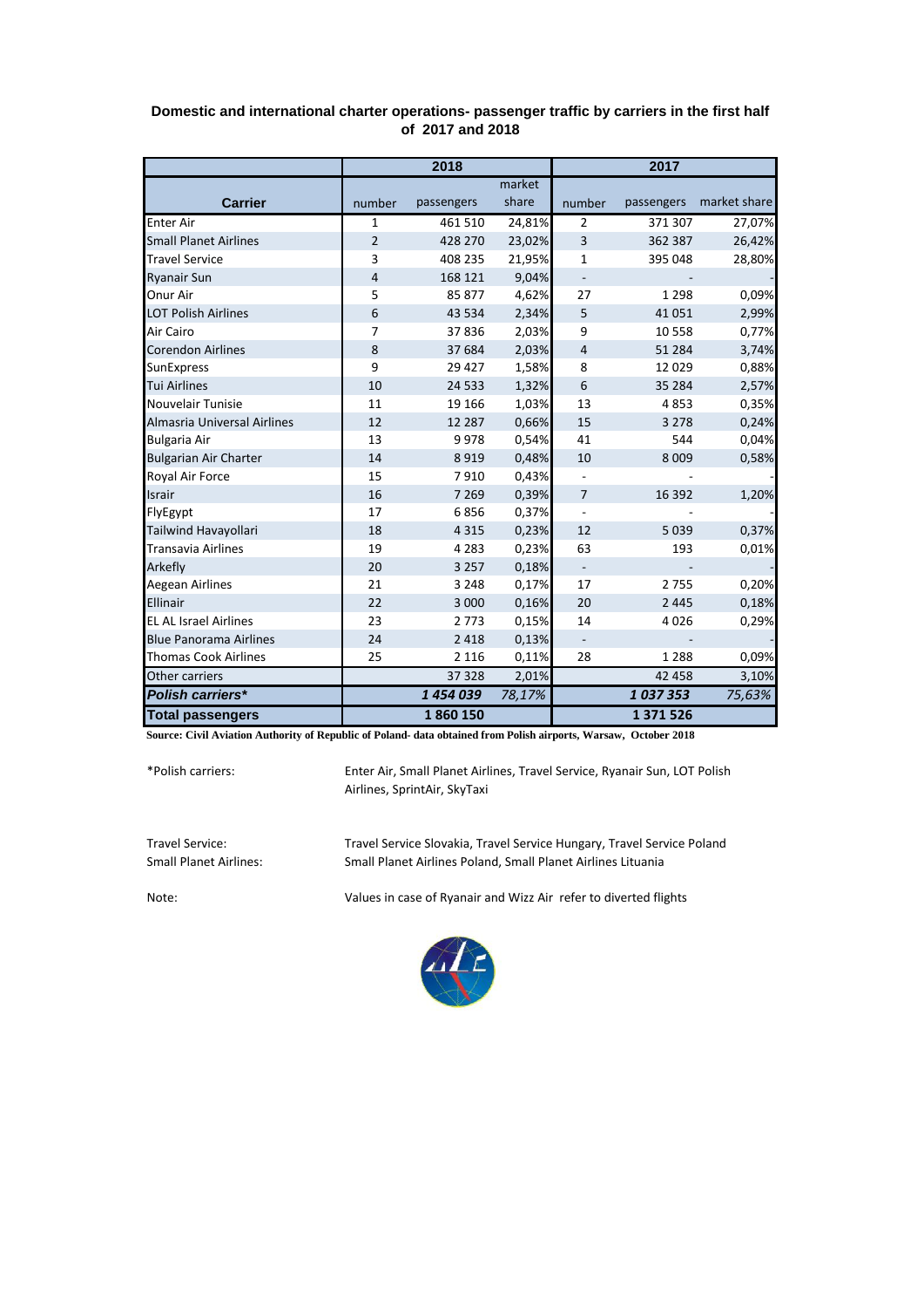**Domestic and international charter operations- passenger traffic by carriers in the first half of 2017 and 2018**

| Carrier | 2018 | | | 2017 | | |
|---|---|---|---|---|---|---|
| | number | passengers | market share | number | passengers | market share |
| Enter Air | 1 | 461 510 | 24,81% | 2 | 371 307 | 27,07% |
| Small Planet Airlines | 2 | 428 270 | 23,02% | 3 | 362 387 | 26,42% |
| Travel Service | 3 | 408 235 | 21,95% | 1 | 395 048 | 28,80% |
| Ryanair Sun | 4 | 168 121 | 9,04% | - | - | - |
| Onur Air | 5 | 85 877 | 4,62% | 27 | 1 298 | 0,09% |
| LOT Polish Airlines | 6 | 43 534 | 2,34% | 5 | 41 051 | 2,99% |
| Air Cairo | 7 | 37 836 | 2,03% | 9 | 10 558 | 0,77% |
| Corendon Airlines | 8 | 37 684 | 2,03% | 4 | 51 284 | 3,74% |
| SunExpress | 9 | 29 427 | 1,58% | 8 | 12 029 | 0,88% |
| Tui Airlines | 10 | 24 533 | 1,32% | 6 | 35 284 | 2,57% |
| Nouvelair Tunisie | 11 | 19 166 | 1,03% | 13 | 4 853 | 0,35% |
| Almasria Universal Airlines | 12 | 12 287 | 0,66% | 15 | 3 278 | 0,24% |
| Bulgaria Air | 13 | 9 978 | 0,54% | 41 | 544 | 0,04% |
| Bulgarian Air Charter | 14 | 8 919 | 0,48% | 10 | 8 009 | 0,58% |
| Royal Air Force | 15 | 7 910 | 0,43% | - | - | - |
| Israir | 16 | 7 269 | 0,39% | 7 | 16 392 | 1,20% |
| FlyEgypt | 17 | 6 856 | 0,37% | - | - | - |
| Tailwind Havayollari | 18 | 4 315 | 0,23% | 12 | 5 039 | 0,37% |
| Transavia Airlines | 19 | 4 283 | 0,23% | 63 | 193 | 0,01% |
| Arkefly | 20 | 3 257 | 0,18% | - | - | - |
| Aegean Airlines | 21 | 3 248 | 0,17% | 17 | 2 755 | 0,20% |
| Ellinair | 22 | 3 000 | 0,16% | 20 | 2 445 | 0,18% |
| EL AL Israel Airlines | 23 | 2 773 | 0,15% | 14 | 4 026 | 0,29% |
| Blue Panorama Airlines | 24 | 2 418 | 0,13% | - | - | - |
| Thomas Cook Airlines | 25 | 2 116 | 0,11% | 28 | 1 288 | 0,09% |
| Other carriers | | 37 328 | 2,01% | | 42 458 | 3,10% |
| ***Polish carriers**** | | ***1 454 039*** | ***78,17%*** | | ***1 037 353*** | ***75,63%*** |
| **Total passengers** | | **1 860 150** | | | **1 371 526** | |

**Source: Civil Aviation Authority of Republic of Poland- data obtained from Polish airports, Warsaw, October 2018**

*Polish carriers: Enter Air, Small Planet Airlines, Travel Service, Ryanair Sun, LOT Polish Airlines, SprintAir, SkyTaxi

Travel Service: Travel Service Slovakia, Travel Service Hungary, Travel Service Poland

Small Planet Airlines: Small Planet Airlines Poland, Small Planet Airlines Lituania

Note: Values in case of Ryanair and Wizz Air refer to diverted flights